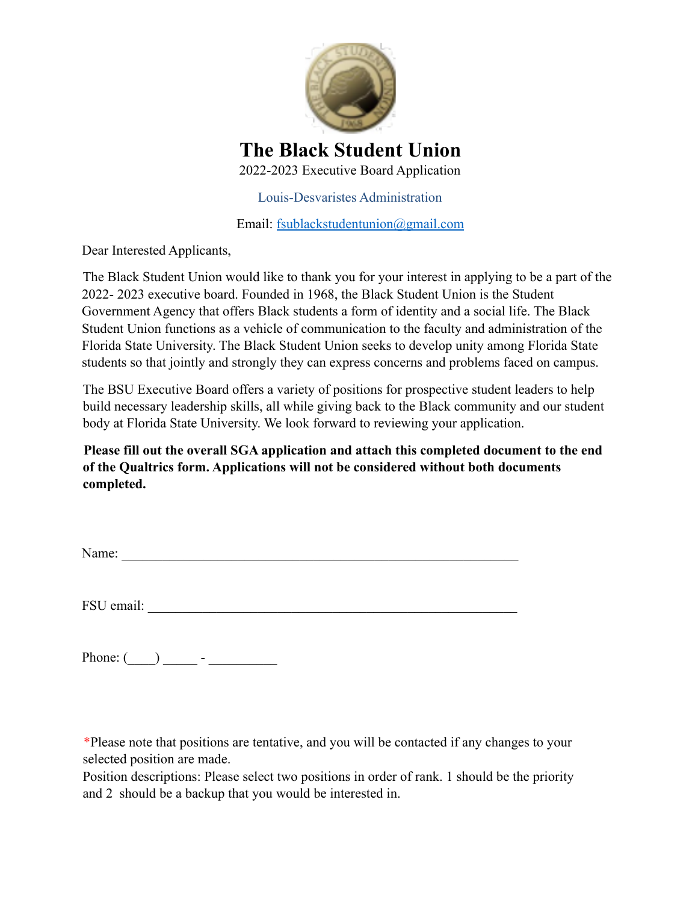# The Black Student Union

2022-2023 Executive Board Application

Louis-Desvaristes Administration

Email: fsublackstudentunion@gmail.com

Dear Interested Applicants,

The Black Student Union would like to thank you for your interest in applying to be a part of the 2022- 2023 executive board. Founded in 1968, the Black Student Union is the Student Government Agency that offers Black students a form of identity and a social life. The Black Student Union functions as a vehicle of communication to the faculty and administration of the Florida State University. The Black Student Union seeks to develop unity among Florida State students so that jointly and strongly they can express concerns and problems faced on campus.

The BSU Executive Board offers a variety of positions for prospective student leaders to help build necessary leadership skills, all while giving back to the Black community and our student body at Florida State University. We look forward to reviewing your application.

**Please fill out the overall SGA application and attach this completed document to the end of the Qualtrics form. Applications will not be considered without both documents completed.**

Name: ____________________________________________________________

FSU email: ________________________________________________________

Phone: (____) _____ - __________

*Please note that positions are tentative, and you will be contacted if any changes to your selected position are made.
Position descriptions: Please select two positions in order of rank. 1 should be the priority and 2 should be a backup that you would be interested in.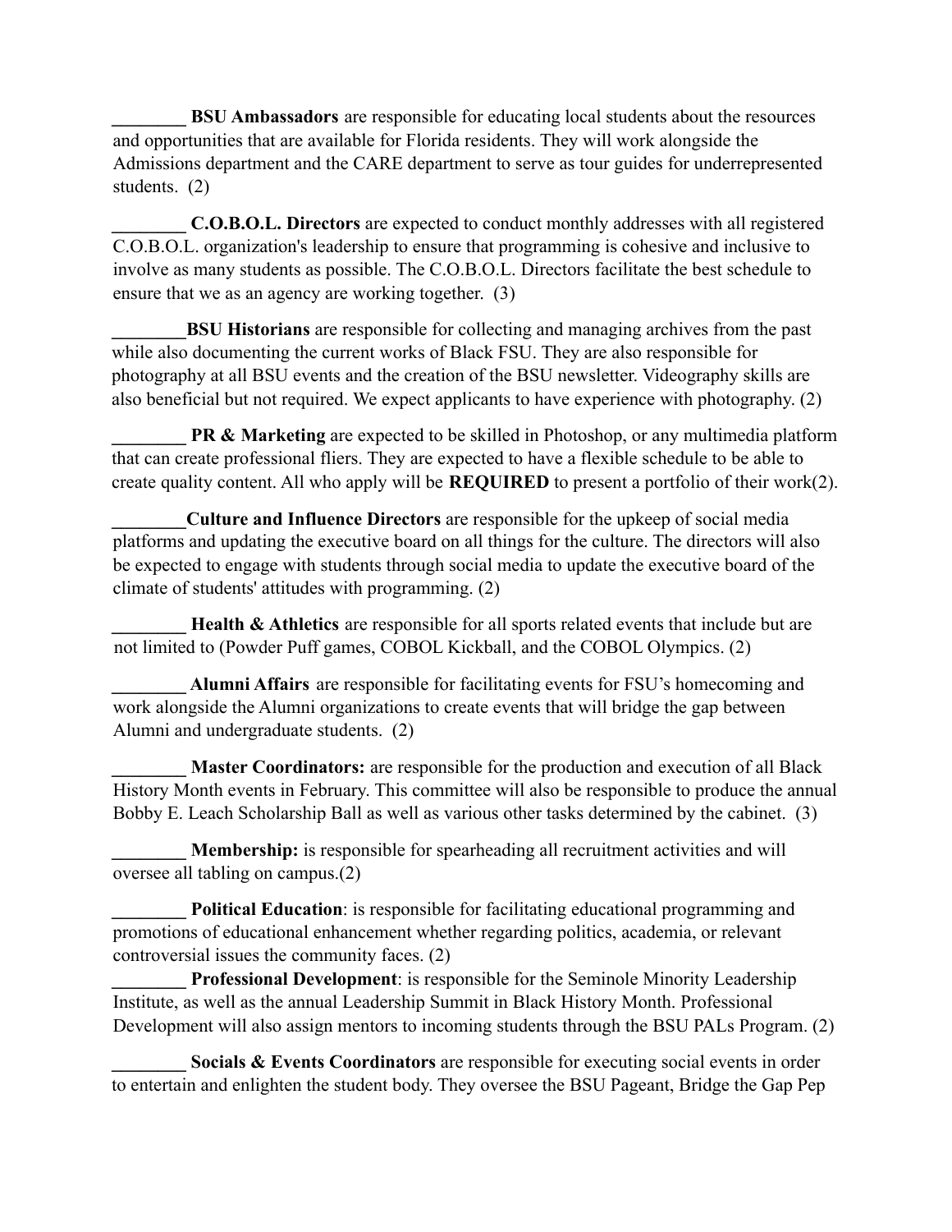________ **BSU Ambassadors** are responsible for educating local students about the resources and opportunities that are available for Florida residents. They will work alongside the Admissions department and the CARE department to serve as tour guides for underrepresented students. (2)

________ **C.O.B.O.L. Directors** are expected to conduct monthly addresses with all registered C.O.B.O.L. organization's leadership to ensure that programming is cohesive and inclusive to involve as many students as possible. The C.O.B.O.L. Directors facilitate the best schedule to ensure that we as an agency are working together. (3)

________**BSU Historians** are responsible for collecting and managing archives from the past while also documenting the current works of Black FSU. They are also responsible for photography at all BSU events and the creation of the BSU newsletter. Videography skills are also beneficial but not required. We expect applicants to have experience with photography. (2)

________ **PR & Marketing** are expected to be skilled in Photoshop, or any multimedia platform that can create professional fliers. They are expected to have a flexible schedule to be able to create quality content. All who apply will be **REQUIRED** to present a portfolio of their work(2).

________**Culture and Influence Directors** are responsible for the upkeep of social media platforms and updating the executive board on all things for the culture. The directors will also be expected to engage with students through social media to update the executive board of the climate of students' attitudes with programming. (2)

________ **Health & Athletics** are responsible for all sports related events that include but are not limited to (Powder Puff games, COBOL Kickball, and the COBOL Olympics. (2)

________ **Alumni Affairs** are responsible for facilitating events for FSU's homecoming and work alongside the Alumni organizations to create events that will bridge the gap between Alumni and undergraduate students. (2)

________ **Master Coordinators:** are responsible for the production and execution of all Black History Month events in February. This committee will also be responsible to produce the annual Bobby E. Leach Scholarship Ball as well as various other tasks determined by the cabinet. (3)

________ **Membership:** is responsible for spearheading all recruitment activities and will oversee all tabling on campus.(2)

________ **Political Education**: is responsible for facilitating educational programming and promotions of educational enhancement whether regarding politics, academia, or relevant controversial issues the community faces. (2)

________ **Professional Development**: is responsible for the Seminole Minority Leadership Institute, as well as the annual Leadership Summit in Black History Month. Professional Development will also assign mentors to incoming students through the BSU PALs Program. (2)

________ **Socials & Events Coordinators** are responsible for executing social events in order to entertain and enlighten the student body. They oversee the BSU Pageant, Bridge the Gap Pep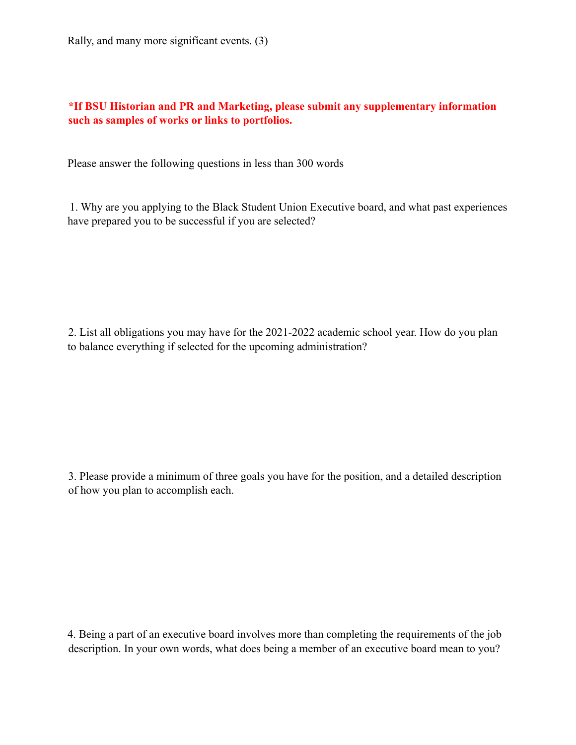Rally, and many more significant events. (3)

**\*If BSU Historian and PR and Marketing, please submit any supplementary information such as samples of works or links to portfolios.**

Please answer the following questions in less than 300 words

1. Why are you applying to the Black Student Union Executive board, and what past experiences have prepared you to be successful if you are selected?

2. List all obligations you may have for the 2021-2022 academic school year. How do you plan to balance everything if selected for the upcoming administration?

3. Please provide a minimum of three goals you have for the position, and a detailed description of how you plan to accomplish each.

4. Being a part of an executive board involves more than completing the requirements of the job description. In your own words, what does being a member of an executive board mean to you?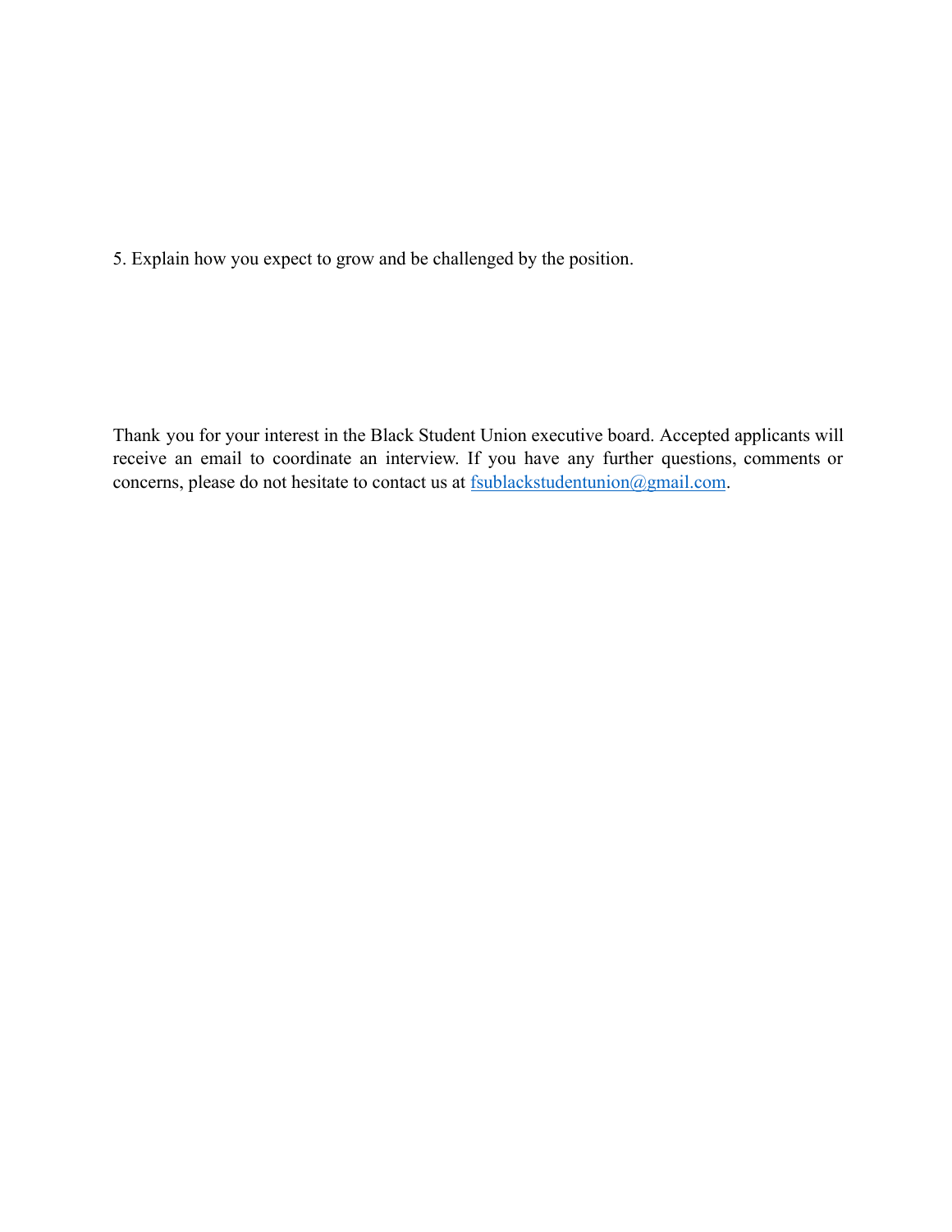5. Explain how you expect to grow and be challenged by the position.

Thank you for your interest in the Black Student Union executive board. Accepted applicants will receive an email to coordinate an interview. If you have any further questions, comments or concerns, please do not hesitate to contact us at fsublackstudentunion@gmail.com.